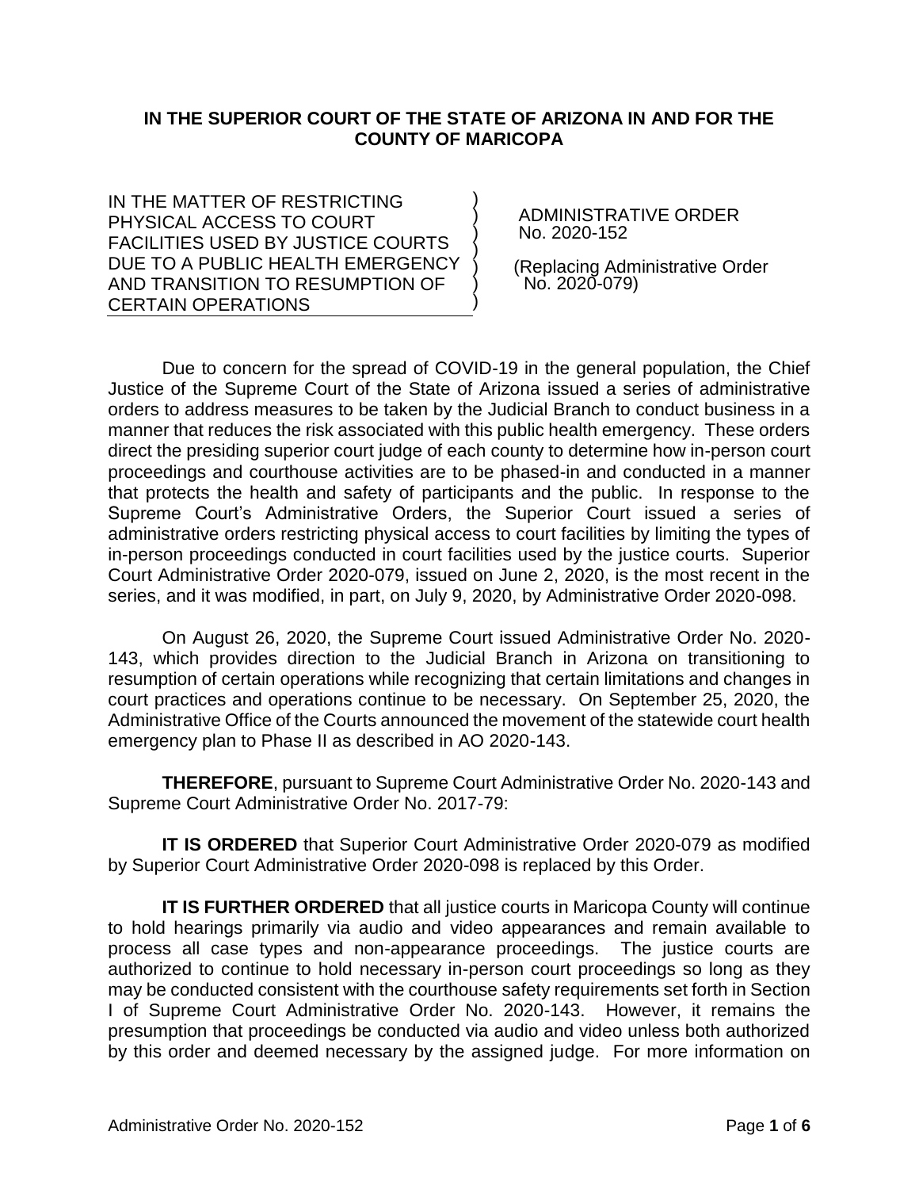**IN THE SUPERIOR COURT OF THE STATE OF ARIZONA IN AND FOR THE COUNTY OF MARICOPA**

| | |
|---|---|
| IN THE MATTER OF RESTRICTING PHYSICAL ACCESS TO COURT FACILITIES USED BY JUSTICE COURTS DUE TO A PUBLIC HEALTH EMERGENCY AND TRANSITION TO RESUMPTION OF CERTAIN OPERATIONS | ADMINISTRATIVE ORDER No. 2020-152<br><br>(Replacing Administrative Order No. 2020-079) |

Due to concern for the spread of COVID-19 in the general population, the Chief Justice of the Supreme Court of the State of Arizona issued a series of administrative orders to address measures to be taken by the Judicial Branch to conduct business in a manner that reduces the risk associated with this public health emergency. These orders direct the presiding superior court judge of each county to determine how in-person court proceedings and courthouse activities are to be phased-in and conducted in a manner that protects the health and safety of participants and the public. In response to the Supreme Court's Administrative Orders, the Superior Court issued a series of administrative orders restricting physical access to court facilities by limiting the types of in-person proceedings conducted in court facilities used by the justice courts. Superior Court Administrative Order 2020-079, issued on June 2, 2020, is the most recent in the series, and it was modified, in part, on July 9, 2020, by Administrative Order 2020-098.

On August 26, 2020, the Supreme Court issued Administrative Order No. 2020-143, which provides direction to the Judicial Branch in Arizona on transitioning to resumption of certain operations while recognizing that certain limitations and changes in court practices and operations continue to be necessary. On September 25, 2020, the Administrative Office of the Courts announced the movement of the statewide court health emergency plan to Phase II as described in AO 2020-143.

**THEREFORE**, pursuant to Supreme Court Administrative Order No. 2020-143 and Supreme Court Administrative Order No. 2017-79:

**IT IS ORDERED** that Superior Court Administrative Order 2020-079 as modified by Superior Court Administrative Order 2020-098 is replaced by this Order.

**IT IS FURTHER ORDERED** that all justice courts in Maricopa County will continue to hold hearings primarily via audio and video appearances and remain available to process all case types and non-appearance proceedings. The justice courts are authorized to continue to hold necessary in-person court proceedings so long as they may be conducted consistent with the courthouse safety requirements set forth in Section I of Supreme Court Administrative Order No. 2020-143. However, it remains the presumption that proceedings be conducted via audio and video unless both authorized by this order and deemed necessary by the assigned judge. For more information on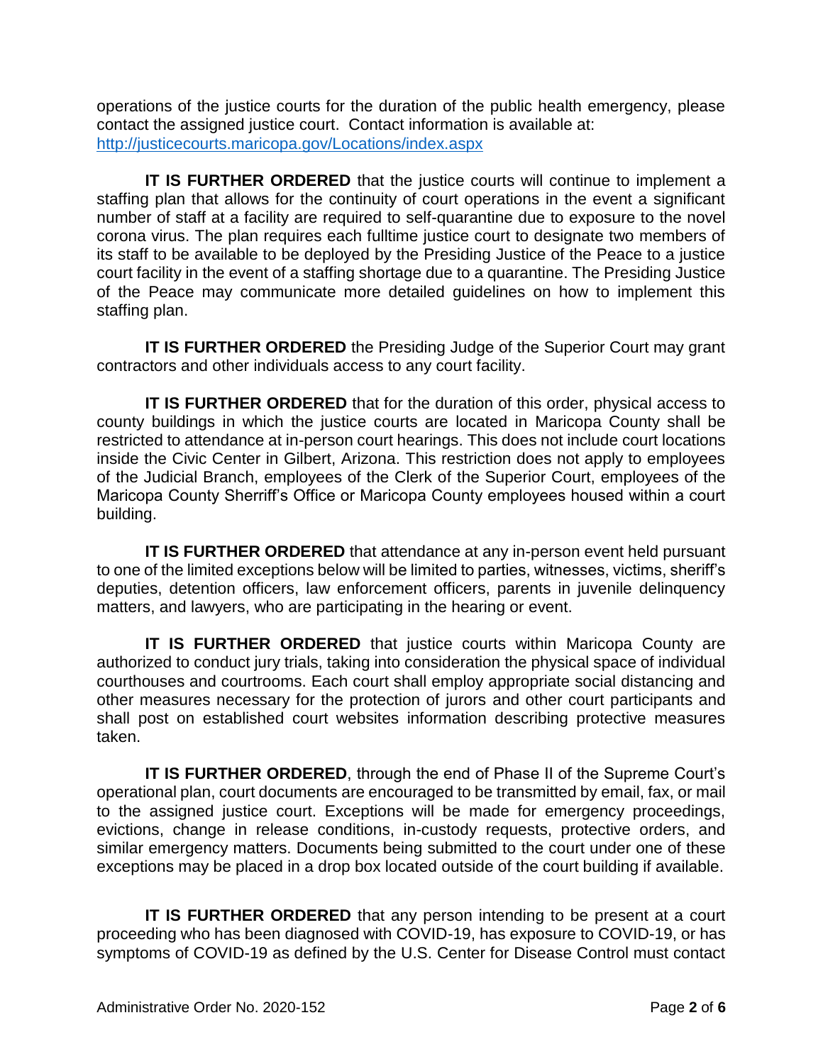operations of the justice courts for the duration of the public health emergency, please contact the assigned justice court. Contact information is available at: http://justicecourts.maricopa.gov/Locations/index.aspx

**IT IS FURTHER ORDERED** that the justice courts will continue to implement a staffing plan that allows for the continuity of court operations in the event a significant number of staff at a facility are required to self-quarantine due to exposure to the novel corona virus. The plan requires each fulltime justice court to designate two members of its staff to be available to be deployed by the Presiding Justice of the Peace to a justice court facility in the event of a staffing shortage due to a quarantine. The Presiding Justice of the Peace may communicate more detailed guidelines on how to implement this staffing plan.

**IT IS FURTHER ORDERED** the Presiding Judge of the Superior Court may grant contractors and other individuals access to any court facility.

**IT IS FURTHER ORDERED** that for the duration of this order, physical access to county buildings in which the justice courts are located in Maricopa County shall be restricted to attendance at in-person court hearings. This does not include court locations inside the Civic Center in Gilbert, Arizona. This restriction does not apply to employees of the Judicial Branch, employees of the Clerk of the Superior Court, employees of the Maricopa County Sherriff's Office or Maricopa County employees housed within a court building.

**IT IS FURTHER ORDERED** that attendance at any in-person event held pursuant to one of the limited exceptions below will be limited to parties, witnesses, victims, sheriff's deputies, detention officers, law enforcement officers, parents in juvenile delinquency matters, and lawyers, who are participating in the hearing or event.

**IT IS FURTHER ORDERED** that justice courts within Maricopa County are authorized to conduct jury trials, taking into consideration the physical space of individual courthouses and courtrooms. Each court shall employ appropriate social distancing and other measures necessary for the protection of jurors and other court participants and shall post on established court websites information describing protective measures taken.

**IT IS FURTHER ORDERED**, through the end of Phase II of the Supreme Court's operational plan, court documents are encouraged to be transmitted by email, fax, or mail to the assigned justice court. Exceptions will be made for emergency proceedings, evictions, change in release conditions, in-custody requests, protective orders, and similar emergency matters. Documents being submitted to the court under one of these exceptions may be placed in a drop box located outside of the court building if available.

**IT IS FURTHER ORDERED** that any person intending to be present at a court proceeding who has been diagnosed with COVID-19, has exposure to COVID-19, or has symptoms of COVID-19 as defined by the U.S. Center for Disease Control must contact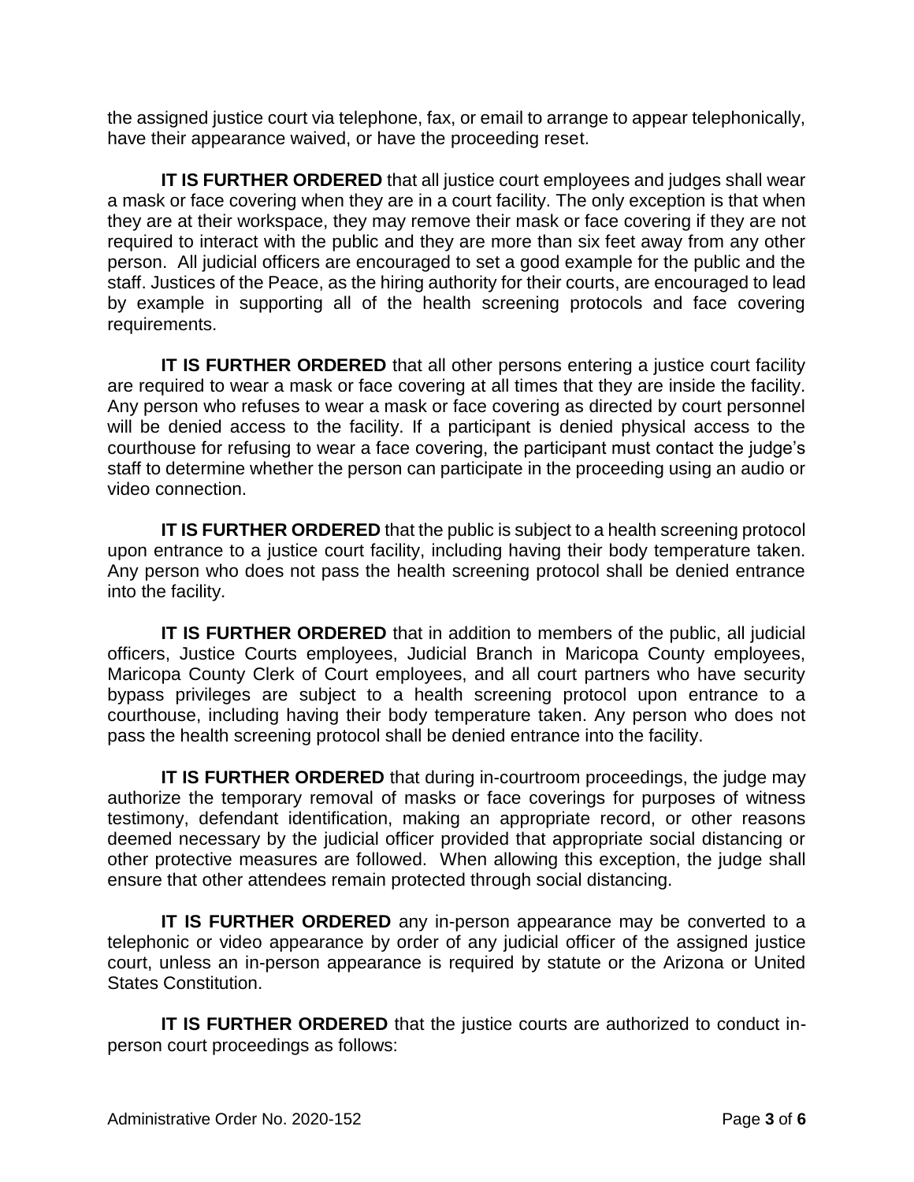the assigned justice court via telephone, fax, or email to arrange to appear telephonically, have their appearance waived, or have the proceeding reset.

**IT IS FURTHER ORDERED** that all justice court employees and judges shall wear a mask or face covering when they are in a court facility. The only exception is that when they are at their workspace, they may remove their mask or face covering if they are not required to interact with the public and they are more than six feet away from any other person. All judicial officers are encouraged to set a good example for the public and the staff. Justices of the Peace, as the hiring authority for their courts, are encouraged to lead by example in supporting all of the health screening protocols and face covering requirements.

**IT IS FURTHER ORDERED** that all other persons entering a justice court facility are required to wear a mask or face covering at all times that they are inside the facility. Any person who refuses to wear a mask or face covering as directed by court personnel will be denied access to the facility. If a participant is denied physical access to the courthouse for refusing to wear a face covering, the participant must contact the judge's staff to determine whether the person can participate in the proceeding using an audio or video connection.

**IT IS FURTHER ORDERED** that the public is subject to a health screening protocol upon entrance to a justice court facility, including having their body temperature taken. Any person who does not pass the health screening protocol shall be denied entrance into the facility.

**IT IS FURTHER ORDERED** that in addition to members of the public, all judicial officers, Justice Courts employees, Judicial Branch in Maricopa County employees, Maricopa County Clerk of Court employees, and all court partners who have security bypass privileges are subject to a health screening protocol upon entrance to a courthouse, including having their body temperature taken. Any person who does not pass the health screening protocol shall be denied entrance into the facility.

**IT IS FURTHER ORDERED** that during in-courtroom proceedings, the judge may authorize the temporary removal of masks or face coverings for purposes of witness testimony, defendant identification, making an appropriate record, or other reasons deemed necessary by the judicial officer provided that appropriate social distancing or other protective measures are followed. When allowing this exception, the judge shall ensure that other attendees remain protected through social distancing.

**IT IS FURTHER ORDERED** any in-person appearance may be converted to a telephonic or video appearance by order of any judicial officer of the assigned justice court, unless an in-person appearance is required by statute or the Arizona or United States Constitution.

**IT IS FURTHER ORDERED** that the justice courts are authorized to conduct in-person court proceedings as follows: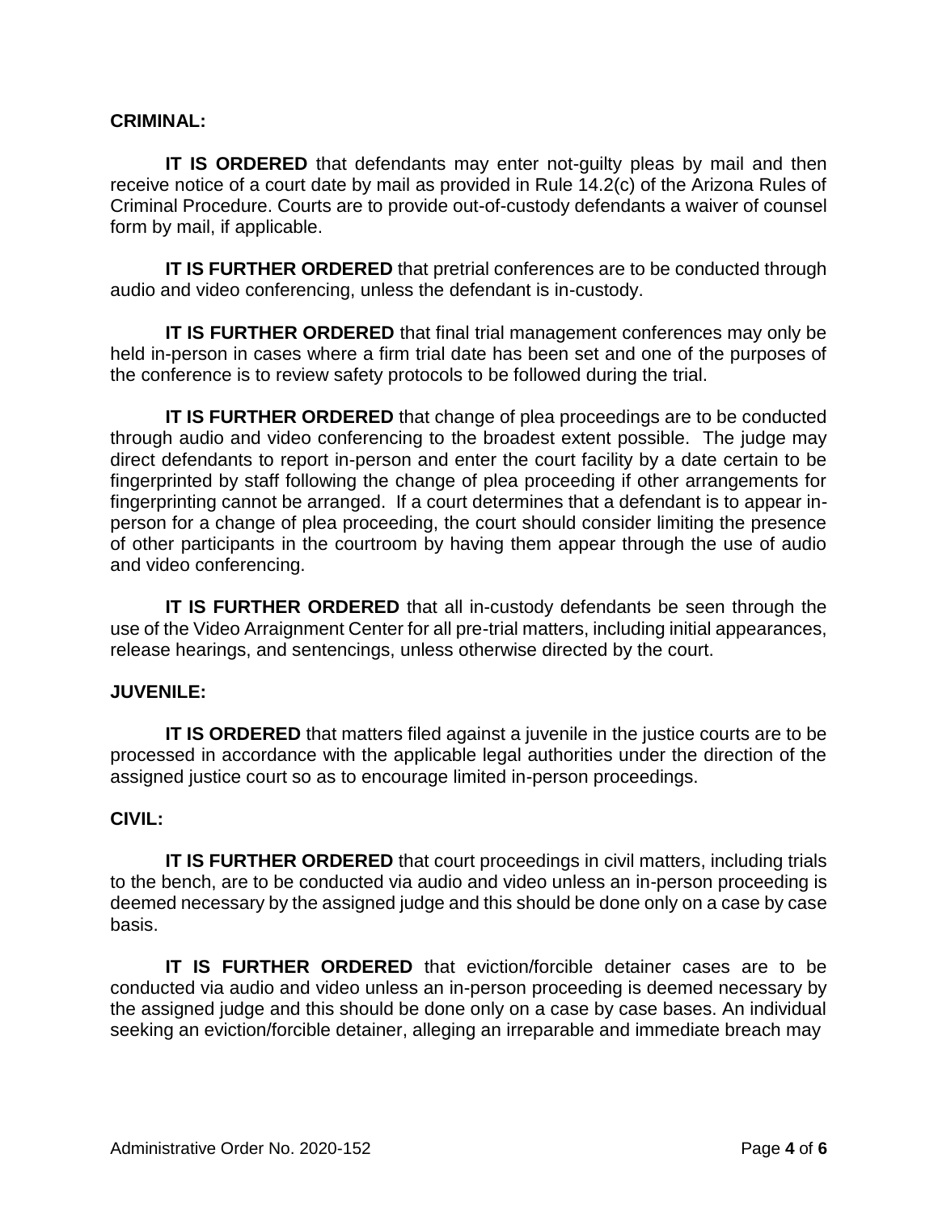**CRIMINAL:**

**IT IS ORDERED** that defendants may enter not-guilty pleas by mail and then receive notice of a court date by mail as provided in Rule 14.2(c) of the Arizona Rules of Criminal Procedure. Courts are to provide out-of-custody defendants a waiver of counsel form by mail, if applicable.

**IT IS FURTHER ORDERED** that pretrial conferences are to be conducted through audio and video conferencing, unless the defendant is in-custody.

**IT IS FURTHER ORDERED** that final trial management conferences may only be held in-person in cases where a firm trial date has been set and one of the purposes of the conference is to review safety protocols to be followed during the trial.

**IT IS FURTHER ORDERED** that change of plea proceedings are to be conducted through audio and video conferencing to the broadest extent possible. The judge may direct defendants to report in-person and enter the court facility by a date certain to be fingerprinted by staff following the change of plea proceeding if other arrangements for fingerprinting cannot be arranged. If a court determines that a defendant is to appear in-person for a change of plea proceeding, the court should consider limiting the presence of other participants in the courtroom by having them appear through the use of audio and video conferencing.

**IT IS FURTHER ORDERED** that all in-custody defendants be seen through the use of the Video Arraignment Center for all pre-trial matters, including initial appearances, release hearings, and sentencings, unless otherwise directed by the court.

**JUVENILE:**

**IT IS ORDERED** that matters filed against a juvenile in the justice courts are to be processed in accordance with the applicable legal authorities under the direction of the assigned justice court so as to encourage limited in-person proceedings.

**CIVIL:**

**IT IS FURTHER ORDERED** that court proceedings in civil matters, including trials to the bench, are to be conducted via audio and video unless an in-person proceeding is deemed necessary by the assigned judge and this should be done only on a case by case basis.

**IT IS FURTHER ORDERED** that eviction/forcible detainer cases are to be conducted via audio and video unless an in-person proceeding is deemed necessary by the assigned judge and this should be done only on a case by case bases. An individual seeking an eviction/forcible detainer, alleging an irreparable and immediate breach may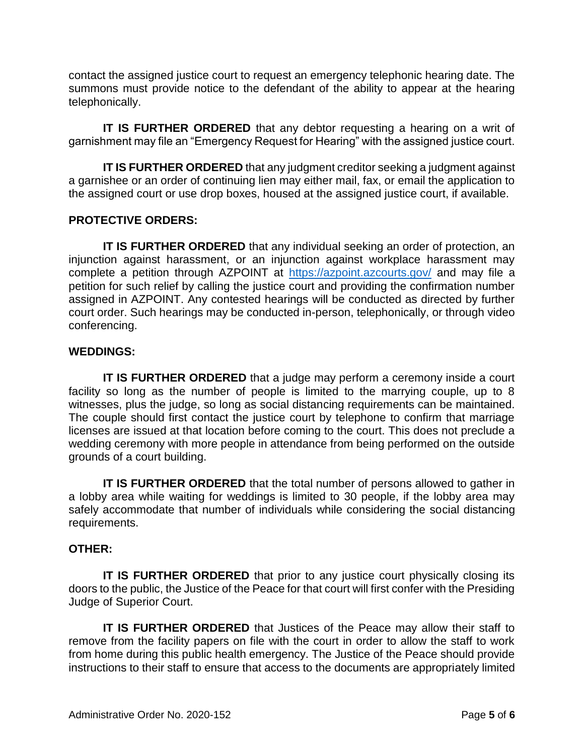contact the assigned justice court to request an emergency telephonic hearing date. The summons must provide notice to the defendant of the ability to appear at the hearing telephonically.

**IT IS FURTHER ORDERED** that any debtor requesting a hearing on a writ of garnishment may file an "Emergency Request for Hearing" with the assigned justice court.

**IT IS FURTHER ORDERED** that any judgment creditor seeking a judgment against a garnishee or an order of continuing lien may either mail, fax, or email the application to the assigned court or use drop boxes, housed at the assigned justice court, if available.

**PROTECTIVE ORDERS:**

**IT IS FURTHER ORDERED** that any individual seeking an order of protection, an injunction against harassment, or an injunction against workplace harassment may complete a petition through AZPOINT at https://azpoint.azcourts.gov/ and may file a petition for such relief by calling the justice court and providing the confirmation number assigned in AZPOINT. Any contested hearings will be conducted as directed by further court order. Such hearings may be conducted in-person, telephonically, or through video conferencing.

**WEDDINGS:**

**IT IS FURTHER ORDERED** that a judge may perform a ceremony inside a court facility so long as the number of people is limited to the marrying couple, up to 8 witnesses, plus the judge, so long as social distancing requirements can be maintained. The couple should first contact the justice court by telephone to confirm that marriage licenses are issued at that location before coming to the court. This does not preclude a wedding ceremony with more people in attendance from being performed on the outside grounds of a court building.

**IT IS FURTHER ORDERED** that the total number of persons allowed to gather in a lobby area while waiting for weddings is limited to 30 people, if the lobby area may safely accommodate that number of individuals while considering the social distancing requirements.

**OTHER:**

**IT IS FURTHER ORDERED** that prior to any justice court physically closing its doors to the public, the Justice of the Peace for that court will first confer with the Presiding Judge of Superior Court.

**IT IS FURTHER ORDERED** that Justices of the Peace may allow their staff to remove from the facility papers on file with the court in order to allow the staff to work from home during this public health emergency. The Justice of the Peace should provide instructions to their staff to ensure that access to the documents are appropriately limited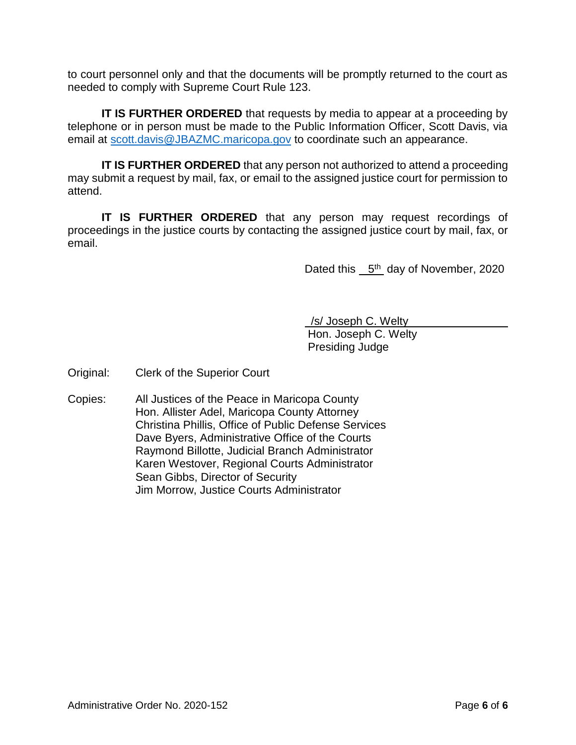to court personnel only and that the documents will be promptly returned to the court as needed to comply with Supreme Court Rule 123.

**IT IS FURTHER ORDERED** that requests by media to appear at a proceeding by telephone or in person must be made to the Public Information Officer, Scott Davis, via email at scott.davis@JBAZMC.maricopa.gov to coordinate such an appearance.

**IT IS FURTHER ORDERED** that any person not authorized to attend a proceeding may submit a request by mail, fax, or email to the assigned justice court for permission to attend.

**IT IS FURTHER ORDERED** that any person may request recordings of proceedings in the justice courts by contacting the assigned justice court by mail, fax, or email.

Dated this 5th day of November, 2020

/s/ Joseph C. Welty
Hon. Joseph C. Welty
Presiding Judge

Original: Clerk of the Superior Court

Copies:
All Justices of the Peace in Maricopa County
Hon. Allister Adel, Maricopa County Attorney
Christina Phillis, Office of Public Defense Services
Dave Byers, Administrative Office of the Courts
Raymond Billotte, Judicial Branch Administrator
Karen Westover, Regional Courts Administrator
Sean Gibbs, Director of Security
Jim Morrow, Justice Courts Administrator

Administrative Order No. 2020-152